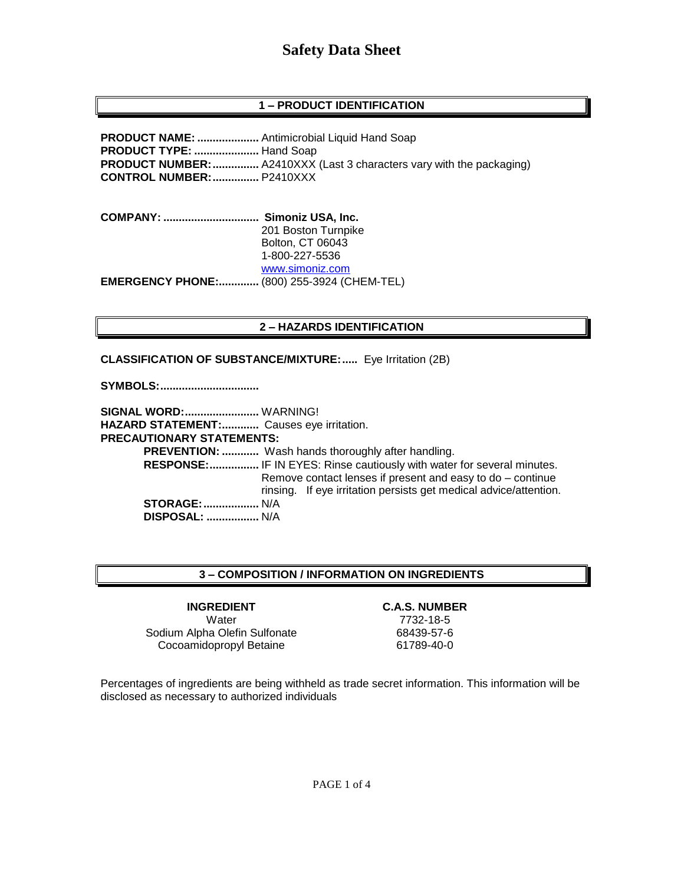# Safety Data Sheet

## 1 – PRODUCT IDENTIFICATION

**PRODUCT NAME:** .................... Antimicrobial Liquid Hand Soap
**PRODUCT TYPE:** ..................... Hand Soap
**PRODUCT NUMBER:**............... A2410XXX (Last 3 characters vary with the packaging)
**CONTROL NUMBER:**............... P2410XXX

**COMPANY:** ............................... **Simoniz USA, Inc.**
201 Boston Turnpike
Bolton, CT 06043
1-800-227-5536
www.simoniz.com
**EMERGENCY PHONE:**............. (800) 255-3924 (CHEM-TEL)

## 2 – HAZARDS IDENTIFICATION

**CLASSIFICATION OF SUBSTANCE/MIXTURE:**..... Eye Irritation (2B)

**SYMBOLS:**...............................

**SIGNAL WORD:**........................ WARNING!
**HAZARD STATEMENT:**............ Causes eye irritation.
**PRECAUTIONARY STATEMENTS:**

- **PREVENTION:** ............ Wash hands thoroughly after handling.
- **RESPONSE:**................ IF IN EYES: Rinse cautiously with water for several minutes. Remove contact lenses if present and easy to do – continue rinsing. If eye irritation persists get medical advice/attention.
- **STORAGE:**.................. N/A
- **DISPOSAL:** ................. N/A

## 3 – COMPOSITION / INFORMATION ON INGREDIENTS

| INGREDIENT | C.A.S. NUMBER |
|---|---|
| Water | 7732-18-5 |
| Sodium Alpha Olefin Sulfonate | 68439-57-6 |
| Cocoamidopropyl Betaine | 61789-40-0 |

Percentages of ingredients are being withheld as trade secret information. This information will be disclosed as necessary to authorized individuals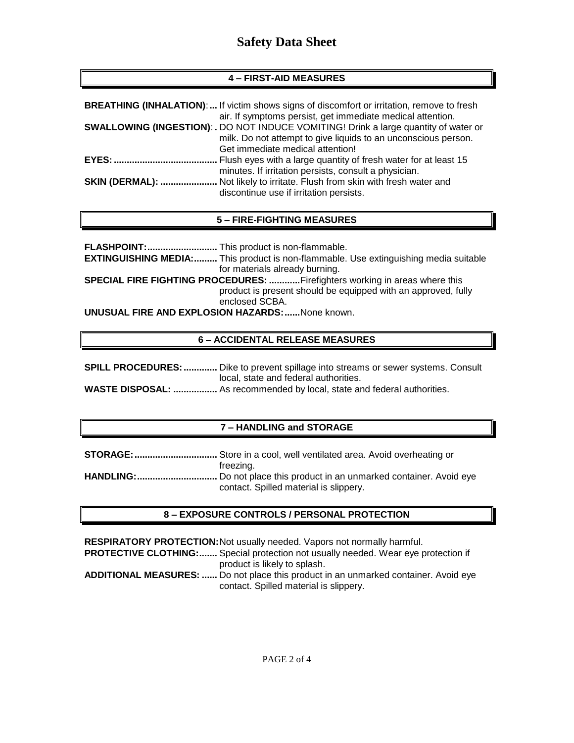# Safety Data Sheet

## 4 – FIRST-AID MEASURES

**BREATHING (INHALATION)**:... If victim shows signs of discomfort or irritation, remove to fresh air. If symptoms persist, get immediate medical attention.

**SWALLOWING (INGESTION)**:. DO NOT INDUCE VOMITING! Drink a large quantity of water or milk. Do not attempt to give liquids to an unconscious person. Get immediate medical attention!

**EYES:**........................................ Flush eyes with a large quantity of fresh water for at least 15 minutes. If irritation persists, consult a physician.

**SKIN (DERMAL):** ...................... Not likely to irritate. Flush from skin with fresh water and discontinue use if irritation persists.

## 5 – FIRE-FIGHTING MEASURES

**FLASHPOINT:**........................... This product is non-flammable.

**EXTINGUISHING MEDIA:**......... This product is non-flammable. Use extinguishing media suitable for materials already burning.

**SPECIAL FIRE FIGHTING PROCEDURES:** ............Firefighters working in areas where this product is present should be equipped with an approved, fully enclosed SCBA.

**UNUSUAL FIRE AND EXPLOSION HAZARDS:**......None known.

## 6 – ACCIDENTAL RELEASE MEASURES

**SPILL PROCEDURES:**............. Dike to prevent spillage into streams or sewer systems. Consult local, state and federal authorities.

**WASTE DISPOSAL:** ................. As recommended by local, state and federal authorities.

## 7 – HANDLING and STORAGE

**STORAGE:**................................ Store in a cool, well ventilated area. Avoid overheating or freezing.

**HANDLING:**............................... Do not place this product in an unmarked container. Avoid eye contact. Spilled material is slippery.

## 8 – EXPOSURE CONTROLS / PERSONAL PROTECTION

**RESPIRATORY PROTECTION:** Not usually needed. Vapors not normally harmful.

**PROTECTIVE CLOTHING:**....... Special protection not usually needed. Wear eye protection if product is likely to splash.

**ADDITIONAL MEASURES:** ...... Do not place this product in an unmarked container. Avoid eye contact. Spilled material is slippery.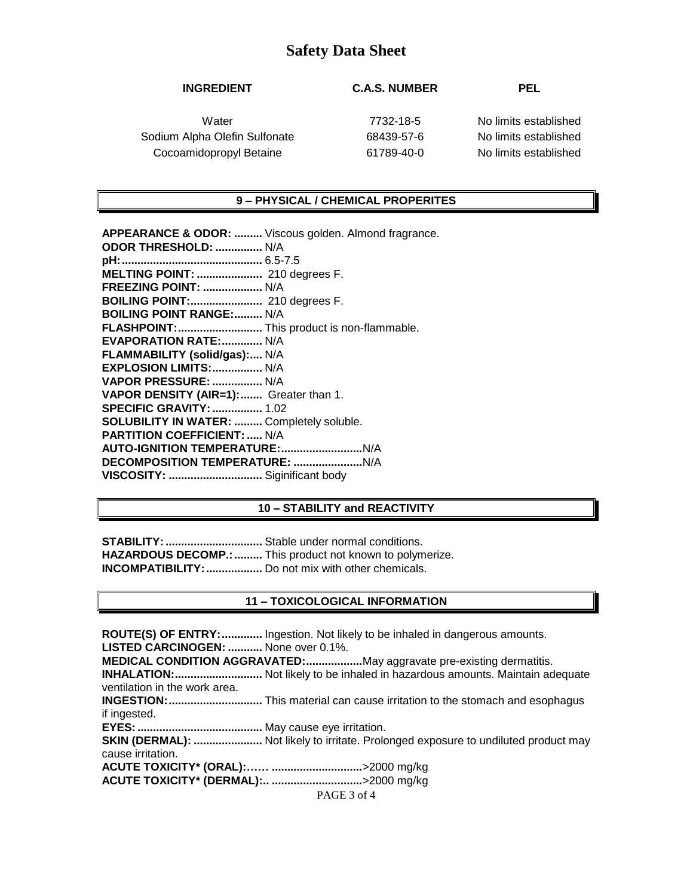# Safety Data Sheet

| INGREDIENT | C.A.S. NUMBER | PEL |
|---|---|---|
| Water | 7732-18-5 | No limits established |
| Sodium Alpha Olefin Sulfonate | 68439-57-6 | No limits established |
| Cocoamidopropyl Betaine | 61789-40-0 | No limits established |

## 9 – PHYSICAL / CHEMICAL PROPERITES

**APPEARANCE & ODOR: .........** Viscous golden. Almond fragrance.
**ODOR THRESHOLD: ...............** N/A
**pH: ...........................................** 6.5-7.5
**MELTING POINT: .....................** 210 degrees F.
**FREEZING POINT: ...................** N/A
**BOILING POINT: .......................** 210 degrees F.
**BOILING POINT RANGE: .........** N/A
**FLASHPOINT: ...........................** This product is non-flammable.
**EVAPORATION RATE: .............** N/A
**FLAMMABILITY (solid/gas): ....** N/A
**EXPLOSION LIMITS: ................** N/A
**VAPOR PRESSURE: ................** N/A
**VAPOR DENSITY (AIR=1): .......** Greater than 1.
**SPECIFIC GRAVITY: ................** 1.02
**SOLUBILITY IN WATER: .........** Completely soluble.
**PARTITION COEFFICIENT: .....** N/A
**AUTO-IGNITION TEMPERATURE: .........................** N/A
**DECOMPOSITION TEMPERATURE: ......................** N/A
**VISCOSITY: ..............................** Siginificant body

## 10 – STABILITY and REACTIVITY

**STABILITY: ...............................** Stable under normal conditions.
**HAZARDOUS DECOMP.: .........** This product not known to polymerize.
**INCOMPATIBILITY: ..................** Do not mix with other chemicals.

## 11 – TOXICOLOGICAL INFORMATION

**ROUTE(S) OF ENTRY: .............** Ingestion. Not likely to be inhaled in dangerous amounts.
**LISTED CARCINOGEN: ...........** None over 0.1%.
**MEDICAL CONDITION AGGRAVATED: .................** May aggravate pre-existing dermatitis.
**INHALATION: ............................** Not likely to be inhaled in hazardous amounts. Maintain adequate ventilation in the work area.
**INGESTION: ..............................** This material can cause irritation to the stomach and esophagus if ingested.
**EYES: ........................................** May cause eye irritation.
**SKIN (DERMAL): ......................** Not likely to irritate. Prolonged exposure to undiluted product may cause irritation.
**ACUTE TOXICITY* (ORAL):…… ............................** >2000 mg/kg
**ACUTE TOXICITY* (DERMAL):.. ............................** >2000 mg/kg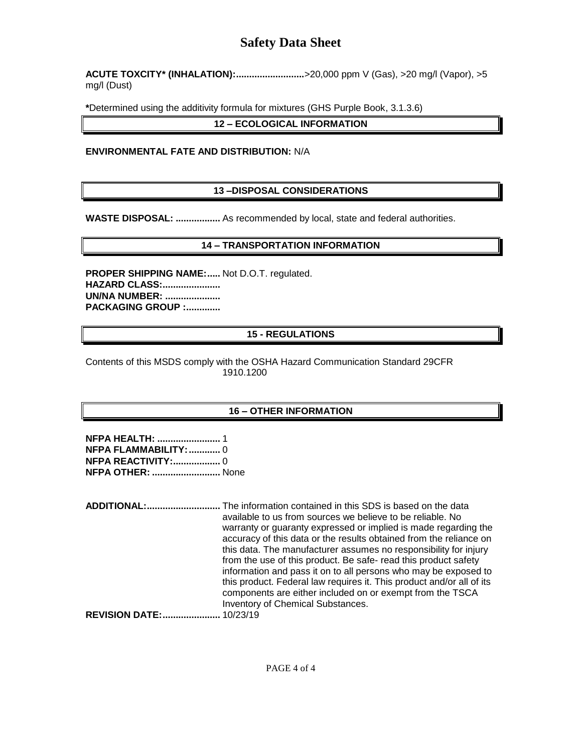**ACUTE TOXCITY* (INHALATION):..........................**>20,000 ppm V (Gas), >20 mg/l (Vapor), >5 mg/l (Dust)

***Determined using the additivity formula for mixtures (GHS Purple Book, 3.1.3.6)

## 12 – ECOLOGICAL INFORMATION

**ENVIRONMENTAL FATE AND DISTRIBUTION:** N/A

## 13 –DISPOSAL CONSIDERATIONS

**WASTE DISPOSAL: .................** As recommended by local, state and federal authorities.

## 14 – TRANSPORTATION INFORMATION

**PROPER SHIPPING NAME:.....** Not D.O.T. regulated.
**HAZARD CLASS:......................**
**UN/NA NUMBER: .....................**
**PACKAGING GROUP :.............**

## 15 - REGULATIONS

Contents of this MSDS comply with the OSHA Hazard Communication Standard 29CFR 1910.1200

## 16 – OTHER INFORMATION

**NFPA HEALTH: ........................** 1
**NFPA FLAMMABILITY:............** 0
**NFPA REACTIVITY:..................** 0
**NFPA OTHER: ..........................** None

**ADDITIONAL:............................** The information contained in this SDS is based on the data available to us from sources we believe to be reliable. No warranty or guaranty expressed or implied is made regarding the accuracy of this data or the results obtained from the reliance on this data. The manufacturer assumes no responsibility for injury from the use of this product. Be safe- read this product safety information and pass it on to all persons who may be exposed to this product. Federal law requires it. This product and/or all of its components are either included on or exempt from the TSCA Inventory of Chemical Substances.

**REVISION DATE:......................** 10/23/19